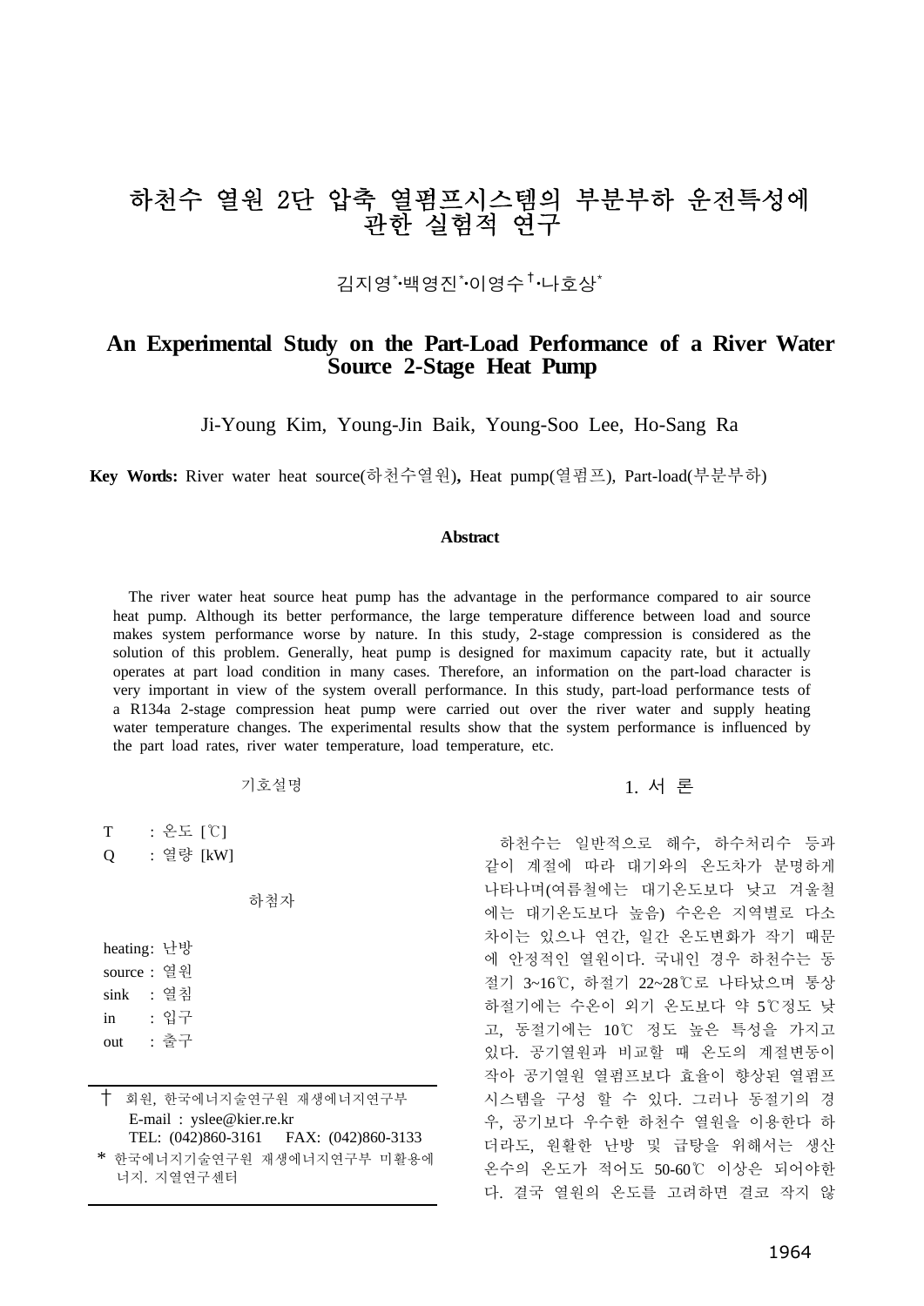# 하천수 열원 2단 압축 열펌프시스템의 부분부하 운전특성에 관한 실험적 연구

김지영[*]·백영진[*]·이영수[†]·나호상[*]

# An Experimental Study on the Part-Load Performance of a River Water Source 2-Stage Heat Pump

Ji-Young Kim, Young-Jin Baik, Young-Soo Lee, Ho-Sang Ra

**Key Words:** River water heat source(하천수열원), Heat pump(열펌프), Part-load(부분부하)

**Abstract**

The river water heat source heat pump has the advantage in the performance compared to air source heat pump. Although its better performance, the large temperature difference between load and source makes system performance worse by nature. In this study, 2-stage compression is considered as the solution of this problem. Generally, heat pump is designed for maximum capacity rate, but it actually operates at part load condition in many cases. Therefore, an information on the part-load character is very important in view of the system overall performance. In this study, part-load performance tests of a R134a 2-stage compression heat pump were carried out over the river water and supply heating water temperature changes. The experimental results show that the system performance is influenced by the part load rates, river water temperature, load temperature, etc.

기호설명

T : 온도 [℃]
Q : 열량 [kW]

하첨자

heating : 난방
source : 열원
sink : 열침
in : 입구
out : 출구

† 회원, 한국에너지술연구원 재생에너지연구부
E-mail : yslee@kier.re.kr
TEL: (042)860-3161 FAX: (042)860-3133
\* 한국에너지기술연구원 재생에너지연구부 미활용에너지. 지열연구센터

## 1. 서 론

하천수는 일반적으로 해수, 하수처리수 등과 같이 계절에 따라 대기와의 온도차가 분명하게 나타나며(여름철에는 대기온도보다 낮고 겨울철에는 대기온도보다 높음) 수온은 지역별로 다소 차이는 있으나 연간, 일간 온도변화가 작기 때문에 안정적인 열원이다. 국내인 경우 하천수는 동절기 3~16℃, 하절기 22~28℃로 나타났으며 통상 하절기에는 수온이 외기 온도보다 약 5℃정도 낮고, 동절기에는 10℃ 정도 높은 특성을 가지고 있다. 공기열원과 비교할 때 온도의 계절변동이 작아 공기열원 열펌프보다 효율이 향상된 열펌프 시스템을 구성 할 수 있다. 그러나 동절기의 경우, 공기보다 우수한 하천수 열원을 이용한다 하더라도, 원활한 난방 및 급탕을 위해서는 생산 온수의 온도가 적어도 50-60℃ 이상은 되어야한다. 결국 열원의 온도를 고려하면 결코 작지 않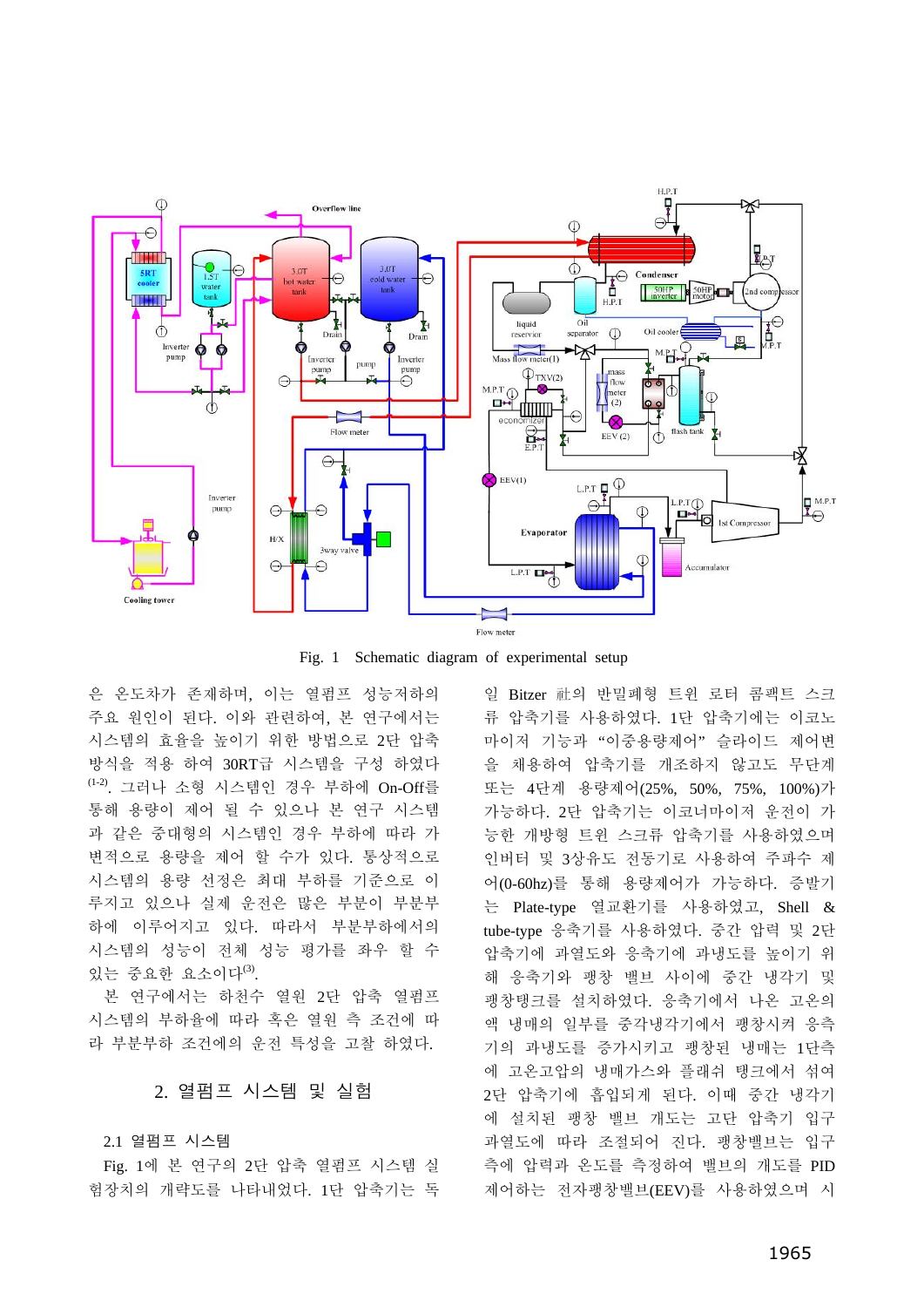Fig. 1 Schematic diagram of experimental setup

은 온도차가 존재하며, 이는 열펌프 성능저하의 주요 원인이 된다. 이와 관련하여, 본 연구에서는 시스템의 효율을 높이기 위한 방법으로 2단 압축 방식을 적용 하여 30RT급 시스템을 구성 하였다[1-2]. 그러나 소형 시스템인 경우 부하에 On-Off를 통해 용량이 제어 될 수 있으나 본 연구 시스템과 같은 중대형의 시스템인 경우 부하에 따라 가변적으로 용량을 제어 할 수가 있다. 통상적으로 시스템의 용량 선정은 최대 부하를 기준으로 이루지고 있으나 실제 운전은 많은 부분이 부분부하에 이루어지고 있다. 따라서 부분부하에서의 시스템의 성능이 전체 성능 평가를 좌우 할 수 있는 중요한 요소이다[3].

본 연구에서는 하천수 열원 2단 압축 열펌프 시스템의 부하율에 따라 혹은 열원 측 조건에 따라 부분부하 조건에의 운전 특성을 고찰 하였다.

## 2. 열펌프 시스템 및 실험

### 2.1 열펌프 시스템

Fig. 1에 본 연구의 2단 압축 열펌프 시스템 실험장치의 개략도를 나타내었다. 1단 압축기는 독일 Bitzer 社의 반밀폐형 트윈 로터 콤팩트 스크류 압축기를 사용하였다. 1단 압축기에는 이코노마이저 기능과 "이중용량제어" 슬라이드 제어변을 채용하여 압축기를 개조하지 않고도 무단계 또는 4단계 용량제어(25%, 50%, 75%, 100%)가 가능하다. 2단 압축기는 이코니마이저 운전이 가능한 개방형 트윈 스크류 압축기를 사용하였으며 인버터 및 3상유도 전동기로 사용하여 주파수 제어(0-60hz)를 통해 용량제어가 가능하다. 증발기는 Plate-type 열교환기를 사용하였고, Shell & tube-type 응축기를 사용하였다. 중간 압력 및 2단 압축기에 과열도와 응축기에 과냉도를 높이기 위해 응축기와 팽창 밸브 사이에 중간 냉각기 및 팽창탱크를 설치하였다. 응축기에서 나온 고온의 액 냉매의 일부를 중각냉각기에서 팽창시켜 응축기의 과냉도를 증가시키고 팽창된 냉매는 1단측에 고온고압의 냉매가스와 플래쉬 탱크에서 섞여 2단 압축기에 흡입되게 된다. 이때 중간 냉각기에 설치된 팽창 밸브 개도는 고단 압축기 입구 과열도에 따라 조절되어 진다. 팽창밸브는 입구측에 압력과 온도를 측정하여 밸브의 개도를 PID 제어하는 전자팽창밸브(EEV)를 사용하였으며 시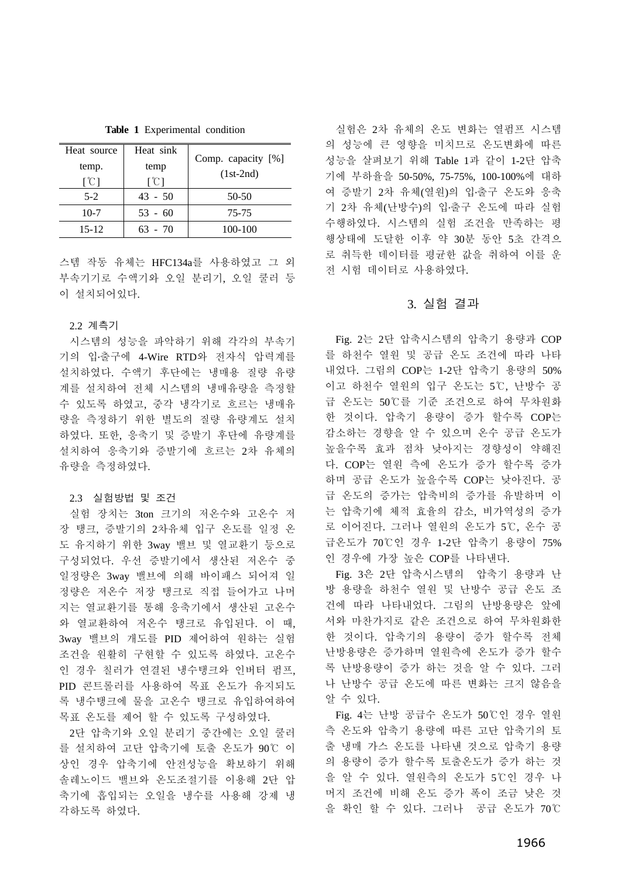**Table 1** Experimental condition

| Heat source temp. [℃] | Heat sink temp [℃] | Comp. capacity [%] (1st-2nd) |
|---|---|---|
| 5-2 | 43 - 50 | 50-50 |
| 10-7 | 53 - 60 | 75-75 |
| 15-12 | 63 - 70 | 100-100 |

스템 작동 유체는 HFC134a를 사용하였고 그 외 부속기기로 수액기와 오일 분리기, 오일 쿨러 등이 설치되어있다.

### 2.2 계측기

시스템의 성능을 파악하기 위해 각각의 부속기기의 입·출구에 4-Wire RTD와 전자식 압력계를 설치하였다. 수액기 후단에는 냉매용 질량 유량계를 설치하여 전체 시스템의 냉매유량을 측정할 수 있도록 하였고, 중각 냉각기로 흐르는 냉매유량을 측정하기 위한 별도의 질량 유량계도 설치하였다. 또한, 응축기 및 증발기 후단에 유량계를 설치하여 응축기와 증발기에 흐르는 2차 유체의 유량을 측정하였다.

### 2.3 실험방법 및 조건

실험 장치는 3ton 크기의 저온수와 고온수 저장 탱크, 증발기의 2차유체 입구 온도를 일정 온도 유지하기 위한 3way 밸브 및 열교환기 등으로 구성되었다. 우선 증발기에서 생산된 저온수 중 일정량은 3way 밸브에 의해 바이패스 되어져 일정량은 저온수 저장 탱크로 직접 들어가고 나머지는 열교환기를 통해 응축기에서 생산된 고온수와 열교환하여 저온수 탱크로 유입된다. 이 때, 3way 밸브의 개도를 PID 제어하여 원하는 실험 조건을 원활히 구현할 수 있도록 하였다. 고온수인 경우 칠러가 연결된 냉수탱크와 인버터 펌프, PID 콘트롤러를 사용하여 목표 온도가 유지되도록 냉수탱크에 물을 고온수 탱크로 유입하여하여 목표 온도를 제어 할 수 있도록 구성하였다.

2단 압축기와 오일 분리기 중간에는 오일 쿨러를 설치하여 고단 압축기에 토출 온도가 90℃ 이상인 경우 압축기에 안전성능을 확보하기 위해 솔레노이드 밸브와 온도조절기를 이용해 2단 압축기에 흡입되는 오일을 냉수를 사용해 강제 냉각하도록 하였다.

실험은 2차 유체의 온도 변화는 열펌프 시스템의 성능에 큰 영향을 미치므로 온도변화에 따른 성능을 살펴보기 위해 Table 1과 같이 1-2단 압축기에 부하율을 50-50%, 75-75%, 100-100%에 대하여 증발기 2차 유체(열원)의 입·출구 온도와 응축기 2차 유체(난방수)의 입·출구 온도에 따라 실험 수행하였다. 시스템의 실험 조건을 만족하는 평형상태에 도달한 이후 약 30분 동안 5초 간격으로 취득한 데이터를 평균한 값을 취하여 이를 운전 시험 데이터로 사용하였다.

## 3. 실험 결과

Fig. 2는 2단 압축시스템의 압축기 용량과 COP를 하천수 열원 및 공급 온도 조건에 따라 나타내었다. 그림의 COP는 1-2단 압축기 용량의 50%이고 하천수 열원의 입구 온도는 5℃, 난방수 공급 온도는 50℃를 기준 조건으로 하여 무차원화 한 것이다. 압축기 용량이 증가 할수록 COP는 감소하는 경향을 알 수 있으며 온수 공급 온도가 높을수록 효과 점차 낮아지는 경향성이 약해진다. COP는 열원 측에 온도가 증가 할수록 증가하며 공급 온도가 높을수록 COP는 낮아진다. 공급 온도의 증가는 압축비의 증가를 유발하며 이는 압축기에 체적 효율의 감소, 비가역성의 증가로 이어진다. 그러나 열원의 온도가 5℃, 온수 공급온도가 70℃인 경우 1-2단 압축기 용량이 75%인 경우에 가장 높은 COP를 나타낸다.

Fig. 3은 2단 압축시스템의 압축기 용량과 난방 용량을 하천수 열원 및 난방수 공급 온도 조건에 따라 나타내었다. 그림의 난방용량은 앞에서와 마찬가지로 같은 조건으로 하여 무차원화한 한 것이다. 압축기의 용량이 증가 할수록 전체 난방용량은 증가하며 열원측에 온도가 증가 할수록 난방용량이 증가 하는 것을 알 수 있다. 그러나 난방수 공급 온도에 따른 변화는 크지 않음을 알 수 있다.

Fig. 4는 난방 공급수 온도가 50℃인 경우 열원측 온도와 압축기 용량에 따른 고단 압축기의 토출 냉매 가스 온도를 나타낸 것으로 압축기 용량의 용량이 증가 할수록 토출온도가 증가 하는 것을 알 수 있다. 열원측의 온도가 5℃인 경우 나머지 조건에 비해 온도 증가 폭이 조금 낮은 것을 확인 할 수 있다. 그러나 공급 온도가 70℃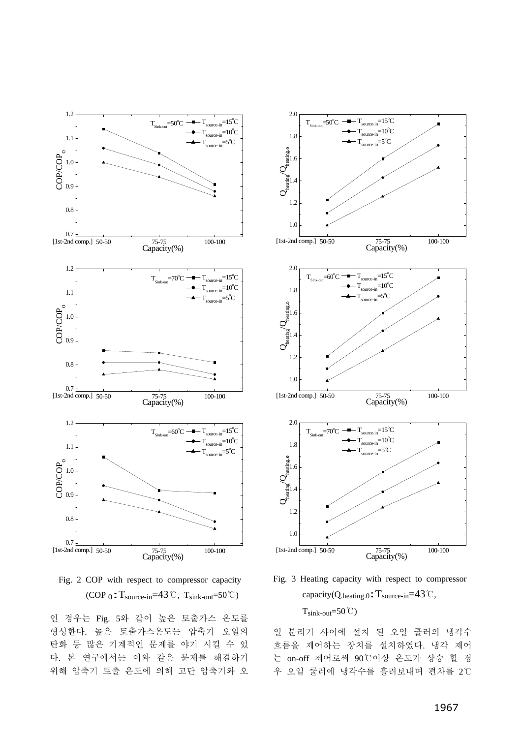Fig. 2 COP with respect to compressor capacity ($COP_0$ : $T_{source\text{-}in}$=43℃, $T_{sink\text{-}out}$=50℃)

Fig. 3 Heating capacity with respect to compressor capacity($Q_{heating,0}$ : $T_{source\text{-}in}$=43℃, $T_{sink\text{-}out}$=50℃)

인 경우는 Fig. 5와 같이 높은 토출가스 온도를 형성한다. 높은 토출가스온도는 압축기 오일의 탄화 등 많은 기계적인 문제를 야기 시킬 수 있다. 본 연구에서는 이와 같은 문제를 해결하기 위해 압축기 토출 온도에 의해 고단 압축기와 오일 분리기 사이에 설치 된 오일 쿨러의 냉각수 흐름을 제어하는 장치를 설치하였다. 냉각 제어는 on-off 제어로써 90℃이상 온도가 상승 할 경우 오일 쿨러에 냉각수를 흘려보내며 편차를 2℃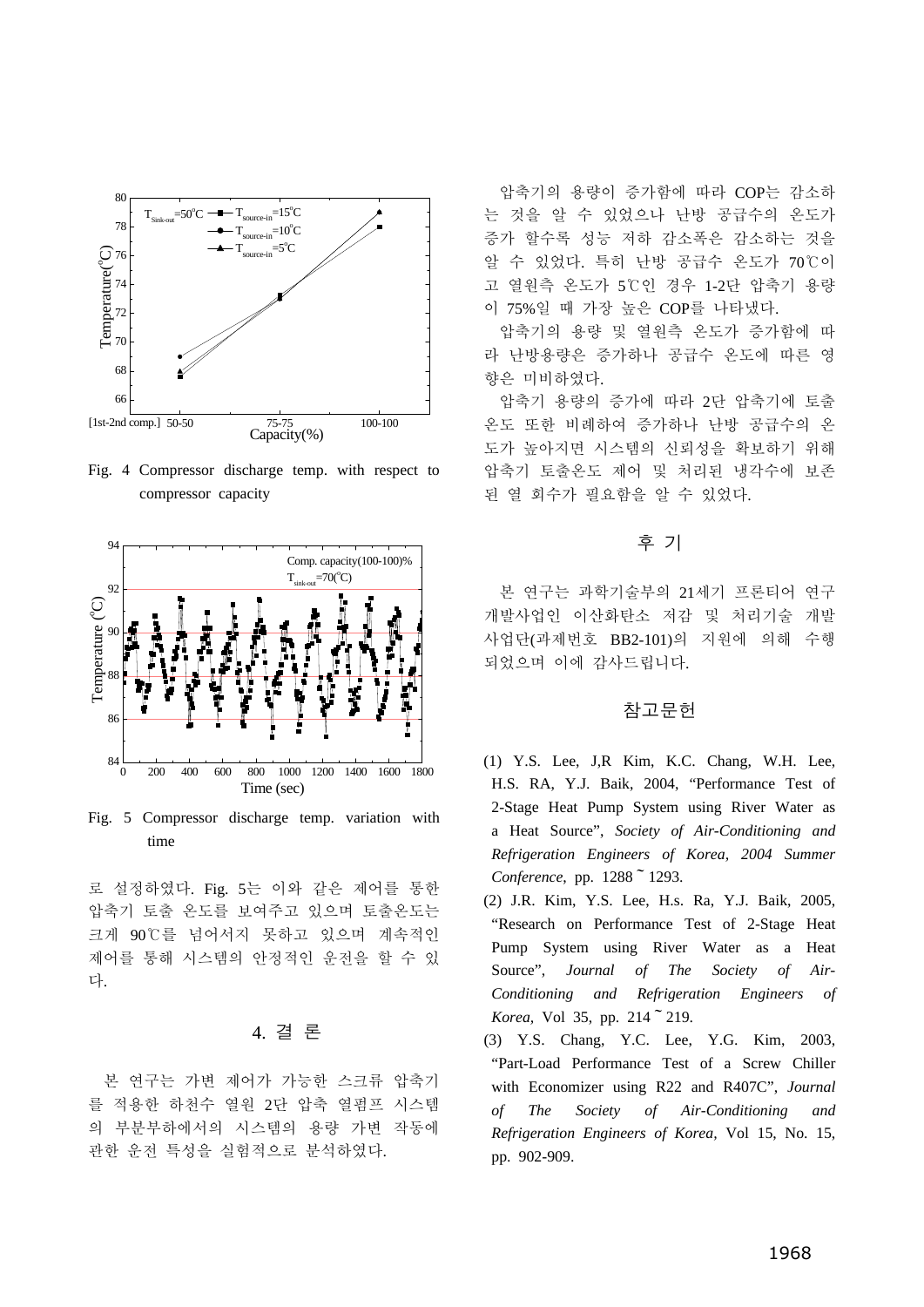80
78
76
74
72
70
68
66
Temperature(℃)
$T_{Sink-out}$=50℃
$T_{source-in}$=15℃
$T_{source-in}$=10℃
$T_{source-in}$=5℃
[1st-2nd comp.] 50-50
75-75
100-100
Capacity(%)

Fig. 4 Compressor discharge temp. with respect to compressor capacity

94
92
90
88
86
84
Temperature (℃)
Comp. capacity(100-100)%
$T_{sink-out}$=70(℃)
0 200 400 600 800 1000 1200 1400 1600 1800
Time (sec)

Fig. 5 Compressor discharge temp. variation with time

로 설정하였다. Fig. 5는 이와 같은 제어를 통한 압축기 토출 온도를 보여주고 있으며 토출온도는 크게 90℃를 넘어서지 못하고 있으며 계속적인 제어를 통해 시스템의 안정적인 운전을 할 수 있다.

## 4. 결 론

본 연구는 가변 제어가 가능한 스크류 압축기를 적용한 하천수 열원 2단 압축 열펌프 시스템의 부분부하에서의 시스템의 용량 가변 작동에 관한 운전 특성을 실험적으로 분석하였다.

압축기의 용량이 증가함에 따라 COP는 감소하는 것을 알 수 있었으나 난방 공급수의 온도가 증가 할수록 성능 저하 감소폭은 감소하는 것을 알 수 있었다. 특히 난방 공급수 온도가 70℃이고 열원측 온도가 5℃인 경우 1-2단 압축기 용량이 75%일 때 가장 높은 COP를 나타냈다.

압축기의 용량 및 열원측 온도가 증가함에 따라 난방용량은 증가하나 공급수 온도에 따른 영향은 미비하였다.

압축기 용량의 증가에 따라 2단 압축기에 토출온도 또한 비례하여 증가하나 난방 공급수의 온도가 높아지면 시스템의 신뢰성을 확보하기 위해 압축기 토출온도 제어 및 처리된 냉각수에 보존된 열 회수가 필요함을 알 수 있었다.

## 후 기

본 연구는 과학기술부의 21세기 프론티어 연구개발사업인 이산화탄소 저감 및 처리기술 개발사업단(과제번호 BB2-101)의 지원에 의해 수행되었으며 이에 감사드립니다.

## 참고문헌

(1) Y.S. Lee, J,R Kim, K.C. Chang, W.H. Lee, H.S. RA, Y.J. Baik, 2004, "Performance Test of 2-Stage Heat Pump System using River Water as a Heat Source", *Society of Air-Conditioning and Refrigeration Engineers of Korea, 2004 Summer Conference*, pp. 1288 ~ 1293.

(2) J.R. Kim, Y.S. Lee, H.s. Ra, Y.J. Baik, 2005, "Research on Performance Test of 2-Stage Heat Pump System using River Water as a Heat Source", *Journal of The Society of Air-Conditioning and Refrigeration Engineers of Korea*, Vol 35, pp. 214 ~ 219.

(3) Y.S. Chang, Y.C. Lee, Y.G. Kim, 2003, "Part-Load Performance Test of a Screw Chiller with Economizer using R22 and R407C", *Journal of The Society of Air-Conditioning and Refrigeration Engineers of Korea*, Vol 15, No. 15, pp. 902-909.